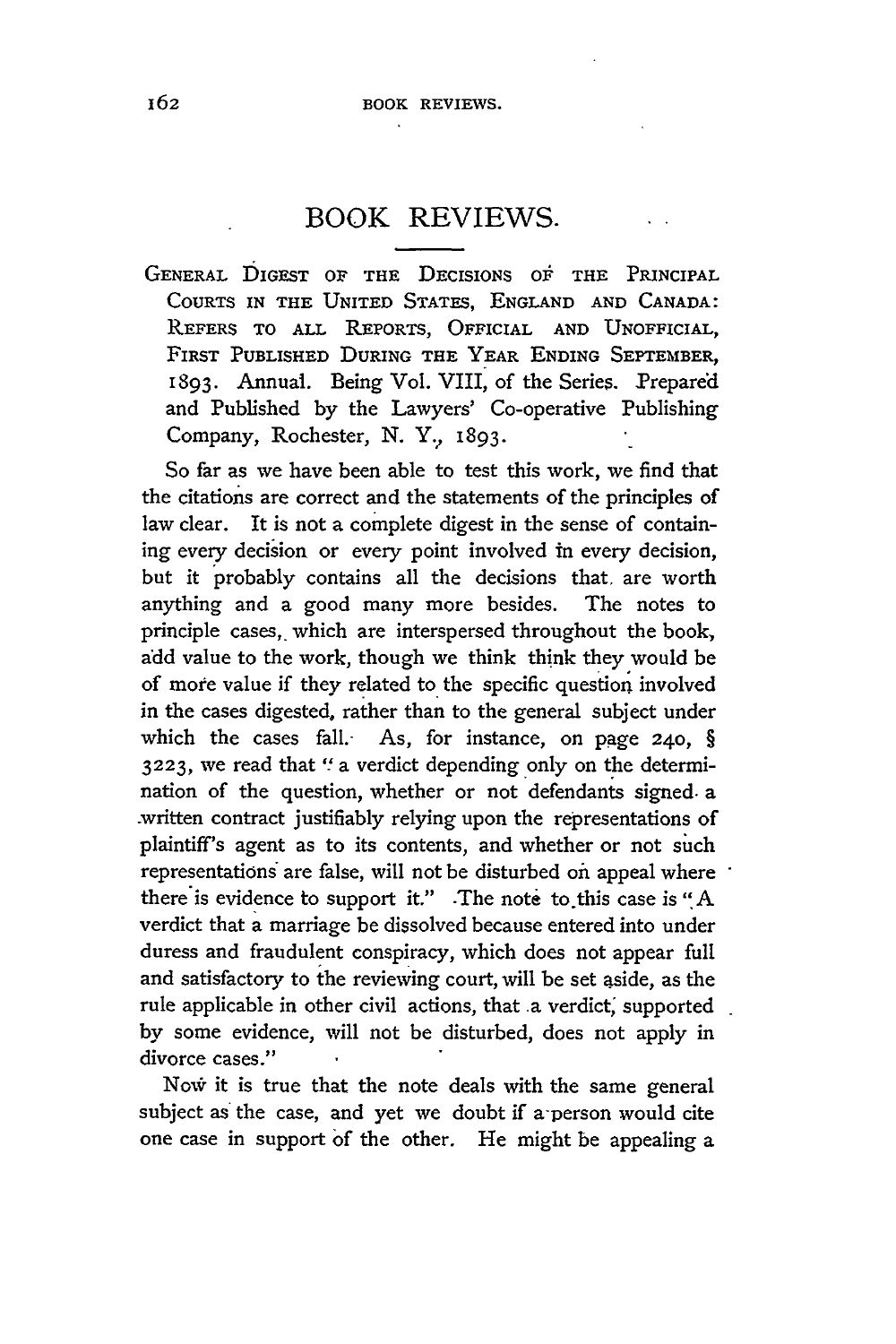# BOOK REVIEWS.

General Digest of the Decisions of the Principal Courts in the United States, England and Canada: Refers to all Reports, Official and Unofficial, First Published During the Year Ending September, 1893. Annual. Being Vol. VIII, of the Series. Prepared and Published by the Lawyers' Co-operative Publishing Company, Rochester, N. Y., 1893.

So far as we have been able to test this work, we find that the citations are correct and the statements of the principles of law clear. It is not a complete digest in the sense of containing every decision or every point involved in every decision, but it probably contains all the decisions that are worth anything and a good many more besides. The notes to principle cases, which are interspersed throughout the book, add value to the work, though we think think they would be of more value if they related to the specific question involved in the cases digested, rather than to the general subject under which the cases fall. As, for instance, on page 240, § 3223, we read that "a verdict depending only on the determination of the question, whether or not defendants signed a written contract justifiably relying upon the representations of plaintiff's agent as to its contents, and whether or not such representations are false, will not be disturbed on appeal where there is evidence to support it." The note to this case is "A verdict that a marriage be dissolved because entered into under duress and fraudulent conspiracy, which does not appear full and satisfactory to the reviewing court, will be set aside, as the rule applicable in other civil actions, that a verdict, supported by some evidence, will not be disturbed, does not apply in divorce cases."

Now it is true that the note deals with the same general subject as the case, and yet we doubt if a person would cite one case in support of the other. He might be appealing a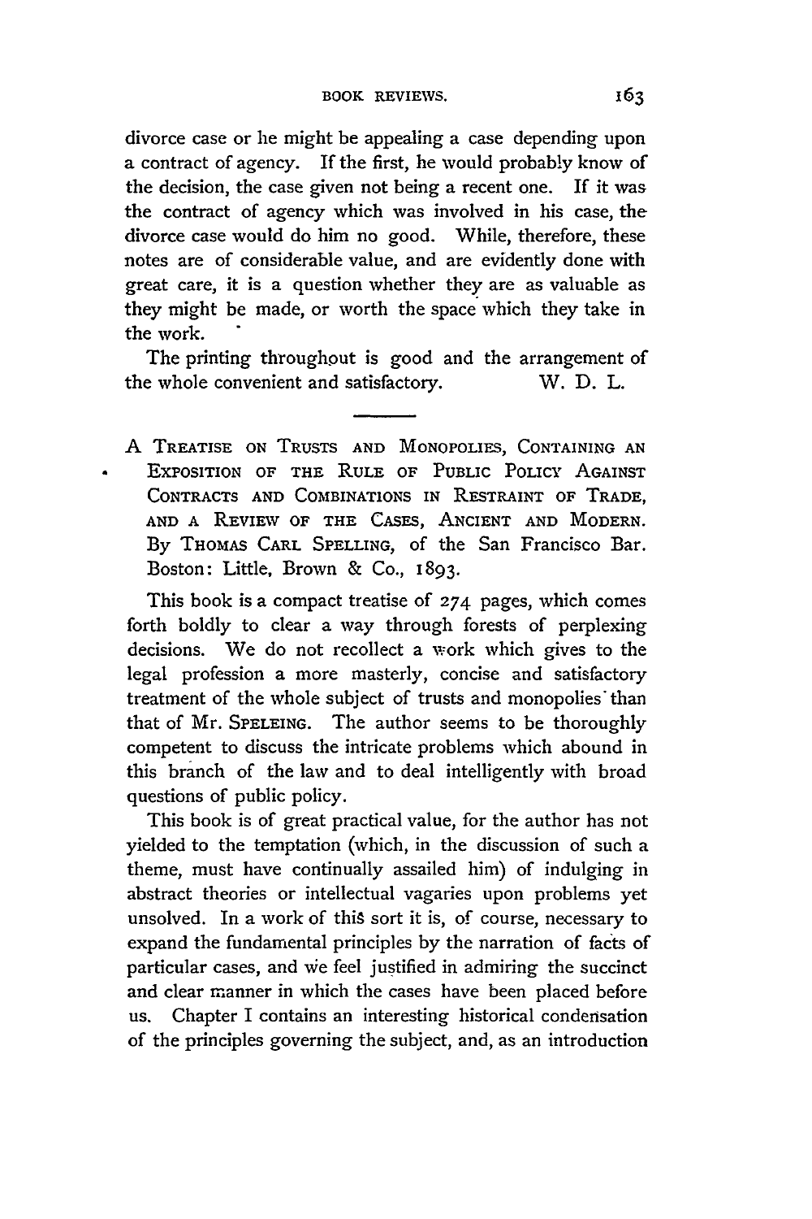divorce case or he might be appealing a case depending upon a contract of agency. If the first, he would probably know of the decision, the case given not being a recent one. If it was the contract of agency which was involved in his case, the divorce case would do him no good. While, therefore, these notes are of considerable value, and are evidently done with great care, it is a question whether they are as valuable as they might be made, or worth the space which they take in the work.

The printing throughout is good and the arrangement of the whole convenient and satisfactory. W. D. L.

---

A Treatise on Trusts and Monopolies, Containing an Exposition of the Rule of Public Policy Against Contracts and Combinations in Restraint of Trade, and a Review of the Cases, Ancient and Modern. By Thomas Carl Spelling, of the San Francisco Bar. Boston: Little, Brown & Co., 1893.

This book is a compact treatise of 274 pages, which comes forth boldly to clear a way through forests of perplexing decisions. We do not recollect a work which gives to the legal profession a more masterly, concise and satisfactory treatment of the whole subject of trusts and monopolies than that of Mr. Speleing. The author seems to be thoroughly competent to discuss the intricate problems which abound in this branch of the law and to deal intelligently with broad questions of public policy.

This book is of great practical value, for the author has not yielded to the temptation (which, in the discussion of such a theme, must have continually assailed him) of indulging in abstract theories or intellectual vagaries upon problems yet unsolved. In a work of this sort it is, of course, necessary to expand the fundamental principles by the narration of facts of particular cases, and we feel justified in admiring the succinct and clear manner in which the cases have been placed before us. Chapter I contains an interesting historical condensation of the principles governing the subject, and, as an introduction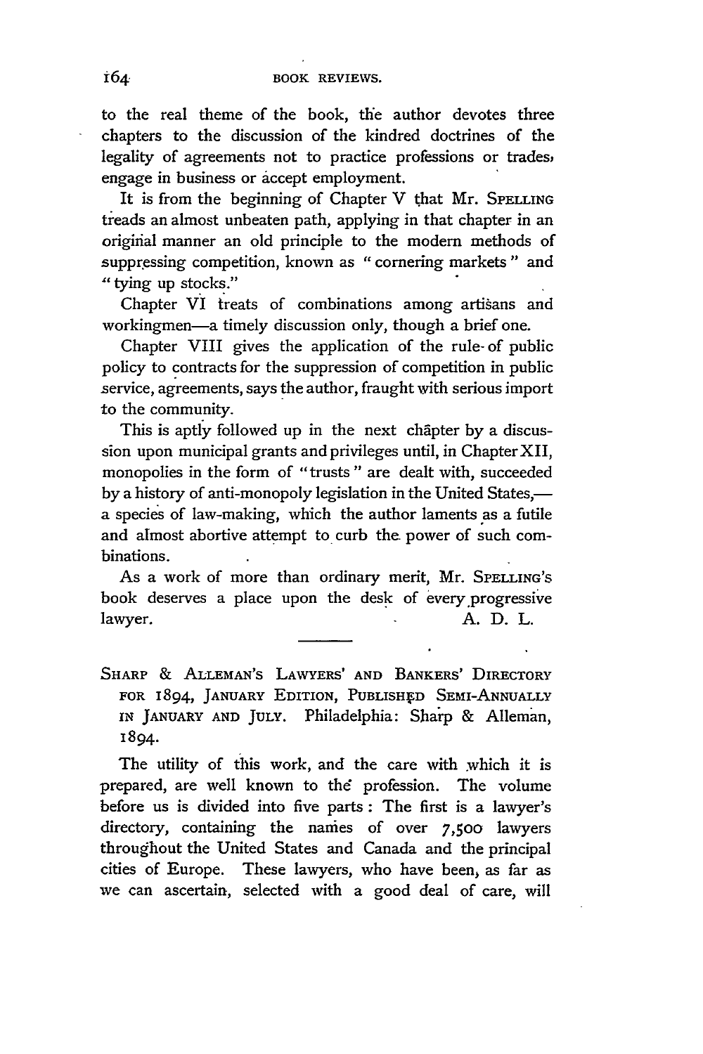to the real theme of the book, the author devotes three chapters to the discussion of the kindred doctrines of the legality of agreements not to practice professions or trades, engage in business or accept employment.

It is from the beginning of Chapter V that Mr. SPELLING treads an almost unbeaten path, applying in that chapter in an original manner an old principle to the modern methods of suppressing competition, known as "cornering markets" and "tying up stocks."

Chapter VI treats of combinations among artisans and workingmen—a timely discussion only, though a brief one.

Chapter VIII gives the application of the rule of public policy to contracts for the suppression of competition in public service, agreements, says the author, fraught with serious import to the community.

This is aptly followed up in the next chapter by a discussion upon municipal grants and privileges until, in Chapter XII, monopolies in the form of "trusts" are dealt with, succeeded by a history of anti-monopoly legislation in the United States,—a species of law-making, which the author laments as a futile and almost abortive attempt to curb the power of such combinations.

As a work of more than ordinary merit, Mr. SPELLING's book deserves a place upon the desk of every progressive lawyer.

A. D. L.

---

SHARP & ALLEMAN'S LAWYERS' AND BANKERS' DIRECTORY FOR 1894, JANUARY EDITION, PUBLISHED SEMI-ANNUALLY IN JANUARY AND JULY. Philadelphia: Sharp & Alleman, 1894.

The utility of this work, and the care with which it is prepared, are well known to the profession. The volume before us is divided into five parts: The first is a lawyer's directory, containing the names of over 7,500 lawyers throughout the United States and Canada and the principal cities of Europe. These lawyers, who have been, as far as we can ascertain, selected with a good deal of care, will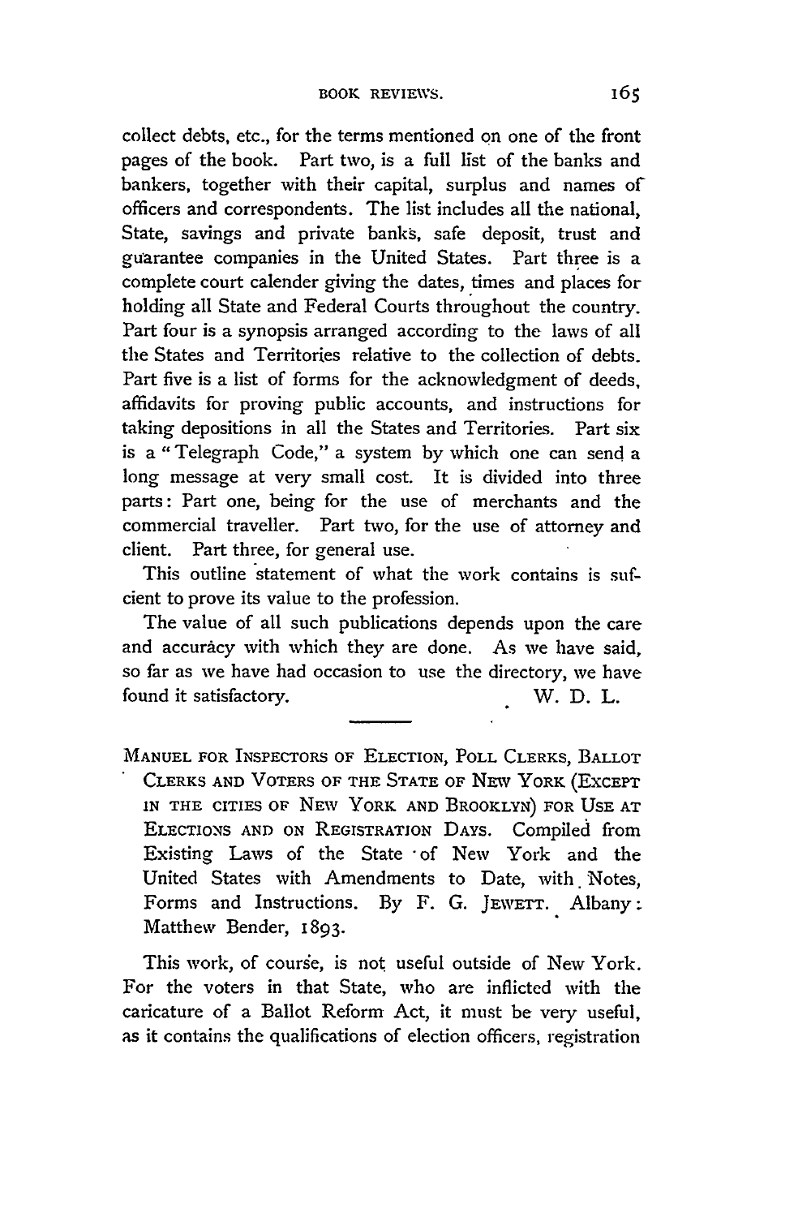collect debts, etc., for the terms mentioned on one of the front pages of the book. Part two, is a full list of the banks and bankers, together with their capital, surplus and names of officers and correspondents. The list includes all the national, State, savings and private banks, safe deposit, trust and guarantee companies in the United States. Part three is a complete court calender giving the dates, times and places for holding all State and Federal Courts throughout the country. Part four is a synopsis arranged according to the laws of all the States and Territories relative to the collection of debts. Part five is a list of forms for the acknowledgment of deeds, affidavits for proving public accounts, and instructions for taking depositions in all the States and Territories. Part six is a "Telegraph Code," a system by which one can send a long message at very small cost. It is divided into three parts: Part one, being for the use of merchants and the commercial traveller. Part two, for the use of attorney and client. Part three, for general use.

This outline statement of what the work contains is sufcient to prove its value to the profession.

The value of all such publications depends upon the care and accuracy with which they are done. As we have said, so far as we have had occasion to use the directory, we have found it satisfactory.

W. D. L.

---

MANUEL FOR INSPECTORS OF ELECTION, POLL CLERKS, BALLOT CLERKS AND VOTERS OF THE STATE OF NEW YORK (EXCEPT IN THE CITIES OF NEW YORK AND BROOKLYN) FOR USE AT ELECTIONS AND ON REGISTRATION DAYS. Compiled from Existing Laws of the State of New York and the United States with Amendments to Date, with Notes, Forms and Instructions. By F. G. JEWETT. Albany: Matthew Bender, 1893.

This work, of course, is not useful outside of New York. For the voters in that State, who are inflicted with the caricature of a Ballot Reform Act, it must be very useful, as it contains the qualifications of election officers, registration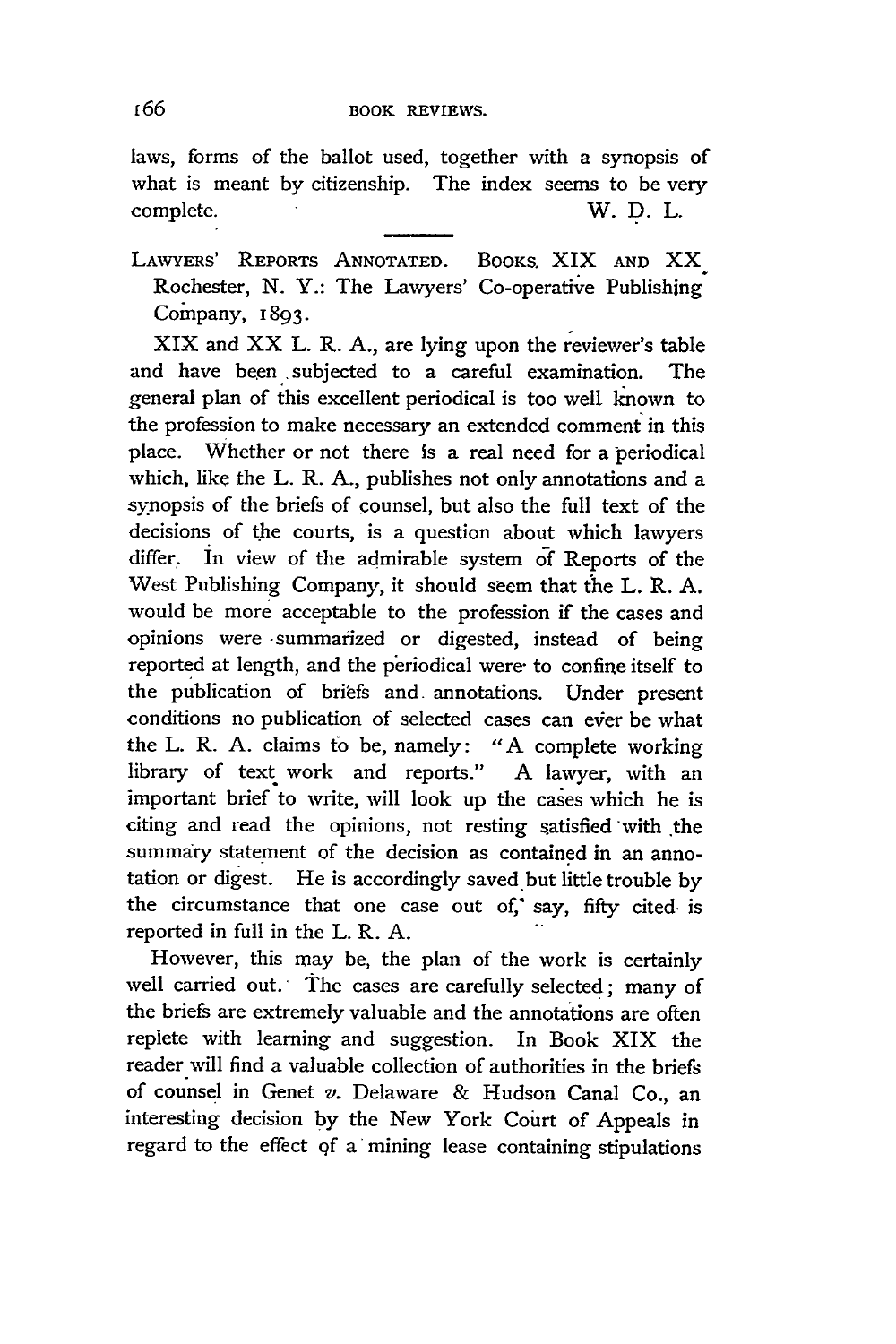laws, forms of the ballot used, together with a synopsis of what is meant by citizenship. The index seems to be very complete.

W. D. L.

---

LAWYERS' REPORTS ANNOTATED. BOOKS XIX AND XX. Rochester, N. Y.: The Lawyers' Co-operative Publishing Company, 1893.

XIX and XX L. R. A., are lying upon the reviewer's table and have been subjected to a careful examination. The general plan of this excellent periodical is too well known to the profession to make necessary an extended comment in this place. Whether or not there is a real need for a periodical which, like the L. R. A., publishes not only annotations and a synopsis of the briefs of counsel, but also the full text of the decisions of the courts, is a question about which lawyers differ. In view of the admirable system of Reports of the West Publishing Company, it should seem that the L. R. A. would be more acceptable to the profession if the cases and opinions were summarized or digested, instead of being reported at length, and the periodical were to confine itself to the publication of briefs and annotations. Under present conditions no publication of selected cases can ever be what the L. R. A. claims to be, namely: "A complete working library of text work and reports." A lawyer, with an important brief to write, will look up the cases which he is citing and read the opinions, not resting satisfied with the summary statement of the decision as contained in an annotation or digest. He is accordingly saved but little trouble by the circumstance that one case out of, say, fifty cited is reported in full in the L. R. A.

However, this may be, the plan of the work is certainly well carried out. The cases are carefully selected; many of the briefs are extremely valuable and the annotations are often replete with learning and suggestion. In Book XIX the reader will find a valuable collection of authorities in the briefs of counsel in Genet *v.* Delaware & Hudson Canal Co., an interesting decision by the New York Court of Appeals in regard to the effect of a mining lease containing stipulations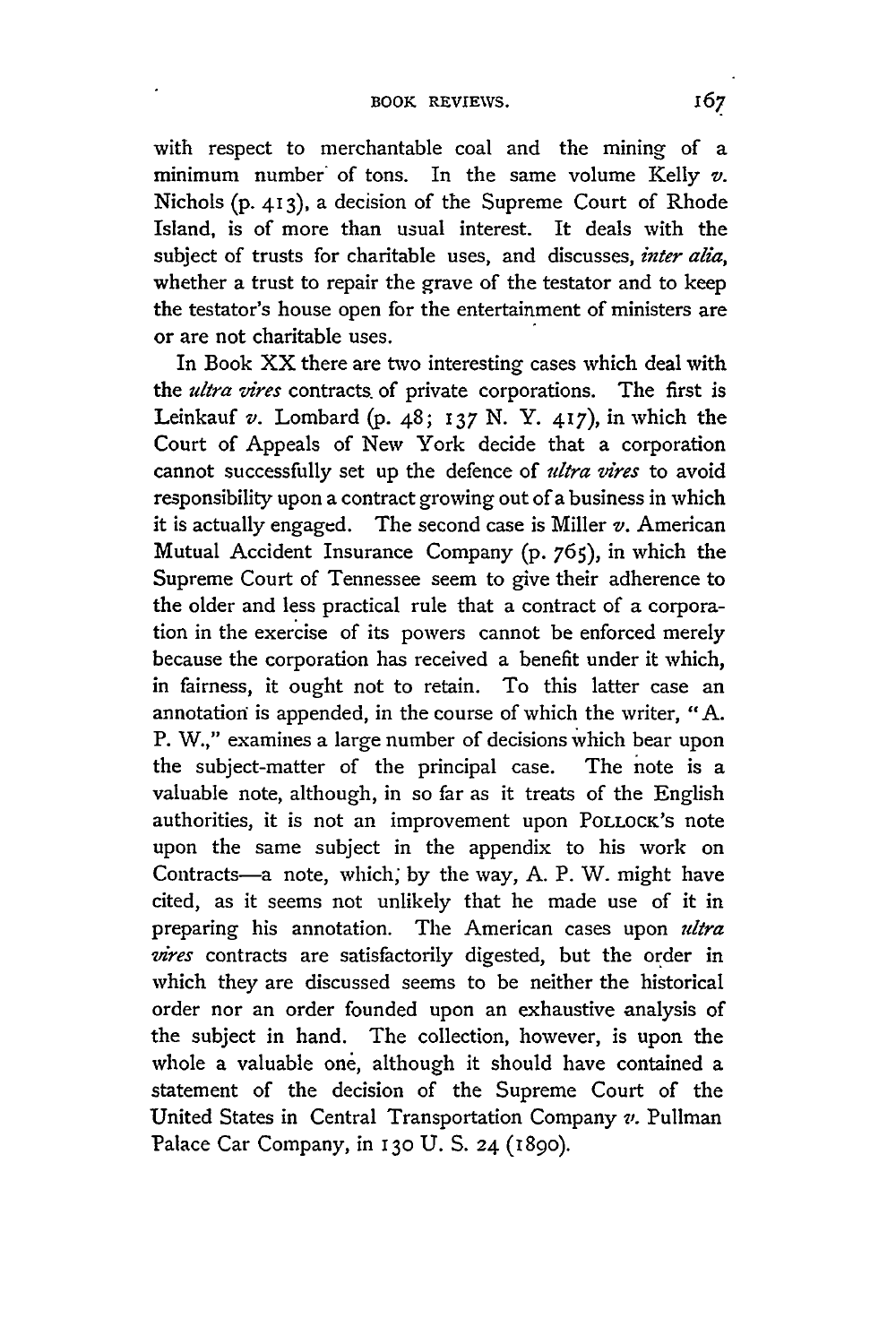with respect to merchantable coal and the mining of a minimum number of tons. In the same volume Kelly *v.* Nichols (p. 413), a decision of the Supreme Court of Rhode Island, is of more than usual interest. It deals with the subject of trusts for charitable uses, and discusses, *inter alia*, whether a trust to repair the grave of the testator and to keep the testator's house open for the entertainment of ministers are or are not charitable uses.

In Book XX there are two interesting cases which deal with the *ultra vires* contracts of private corporations. The first is Leinkauf *v.* Lombard (p. 48; 137 N. Y. 417), in which the Court of Appeals of New York decide that a corporation cannot successfully set up the defence of *ultra vires* to avoid responsibility upon a contract growing out of a business in which it is actually engaged. The second case is Miller *v.* American Mutual Accident Insurance Company (p. 765), in which the Supreme Court of Tennessee seem to give their adherence to the older and less practical rule that a contract of a corporation in the exercise of its powers cannot be enforced merely because the corporation has received a benefit under it which, in fairness, it ought not to retain. To this latter case an annotation is appended, in the course of which the writer, "A. P. W.," examines a large number of decisions which bear upon the subject-matter of the principal case. The note is a valuable note, although, in so far as it treats of the English authorities, it is not an improvement upon POLLOCK's note upon the same subject in the appendix to his work on Contracts—a note, which, by the way, A. P. W. might have cited, as it seems not unlikely that he made use of it in preparing his annotation. The American cases upon *ultra vires* contracts are satisfactorily digested, but the order in which they are discussed seems to be neither the historical order nor an order founded upon an exhaustive analysis of the subject in hand. The collection, however, is upon the whole a valuable one, although it should have contained a statement of the decision of the Supreme Court of the United States in Central Transportation Company *v.* Pullman Palace Car Company, in 130 U. S. 24 (1890).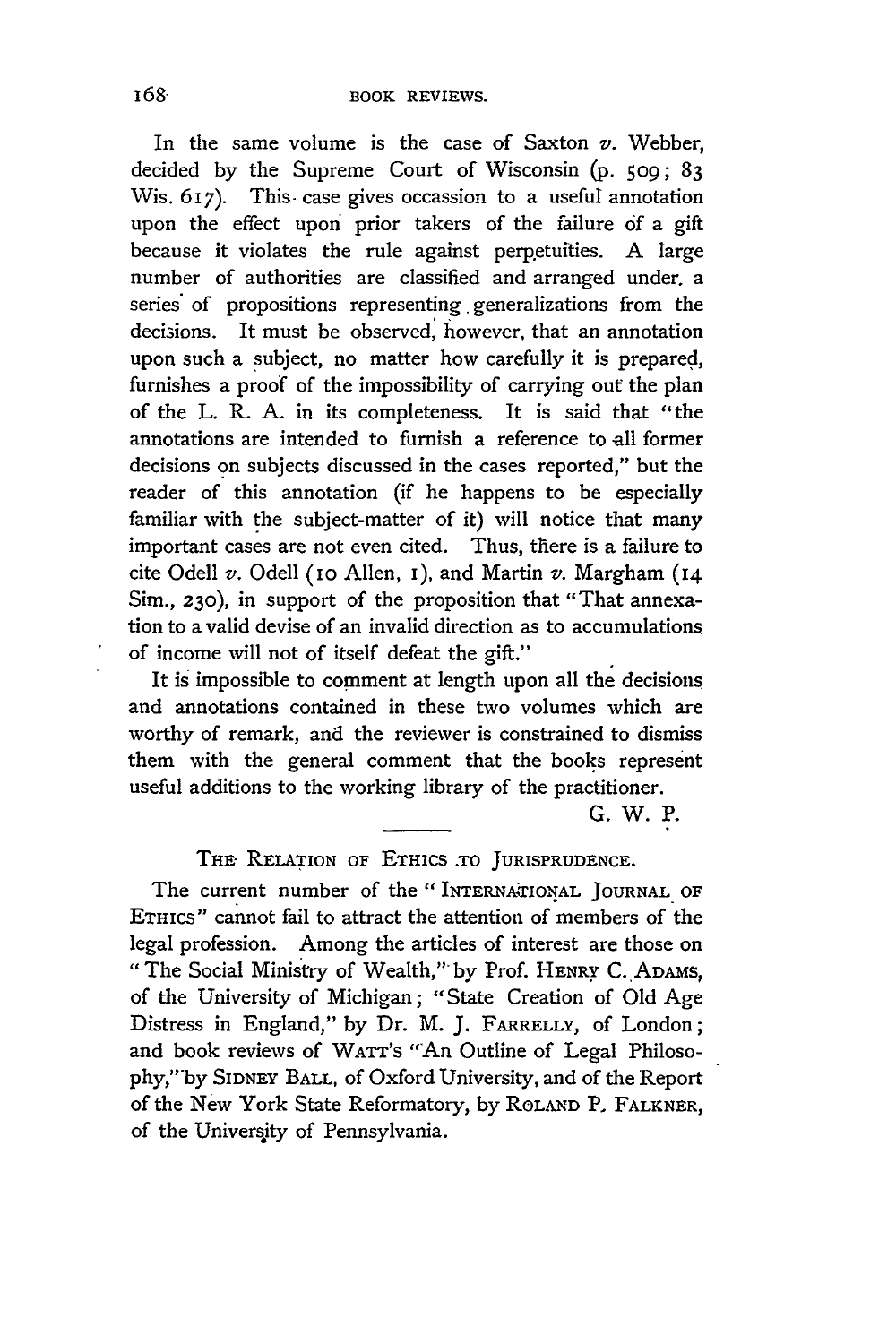In the same volume is the case of Saxton *v.* Webber, decided by the Supreme Court of Wisconsin (p. 509; 83 Wis. 617). This case gives occassion to a useful annotation upon the effect upon prior takers of the failure of a gift because it violates the rule against perpetuities. A large number of authorities are classified and arranged under a series of propositions representing generalizations from the decisions. It must be observed, however, that an annotation upon such a subject, no matter how carefully it is prepared, furnishes a proof of the impossibility of carrying out the plan of the L. R. A. in its completeness. It is said that "the annotations are intended to furnish a reference to all former decisions on subjects discussed in the cases reported," but the reader of this annotation (if he happens to be especially familiar with the subject-matter of it) will notice that many important cases are not even cited. Thus, there is a failure to cite Odell *v.* Odell (10 Allen, 1), and Martin *v.* Margham (14 Sim., 230), in support of the proposition that "That annexation to a valid devise of an invalid direction as to accumulations of income will not of itself defeat the gift."

It is impossible to comment at length upon all the decisions and annotations contained in these two volumes which are worthy of remark, and the reviewer is constrained to dismiss them with the general comment that the books represent useful additions to the working library of the practitioner.

G. W. P.

---

## The Relation of Ethics to Jurisprudence.

The current number of the "International Journal of Ethics" cannot fail to attract the attention of members of the legal profession. Among the articles of interest are those on "The Social Ministry of Wealth," by Prof. Henry C. Adams, of the University of Michigan; "State Creation of Old Age Distress in England," by Dr. M. J. Farrelly, of London; and book reviews of Watt's "An Outline of Legal Philosophy," by Sidney Ball, of Oxford University, and of the Report of the New York State Reformatory, by Roland P. Falkner, of the University of Pennsylvania.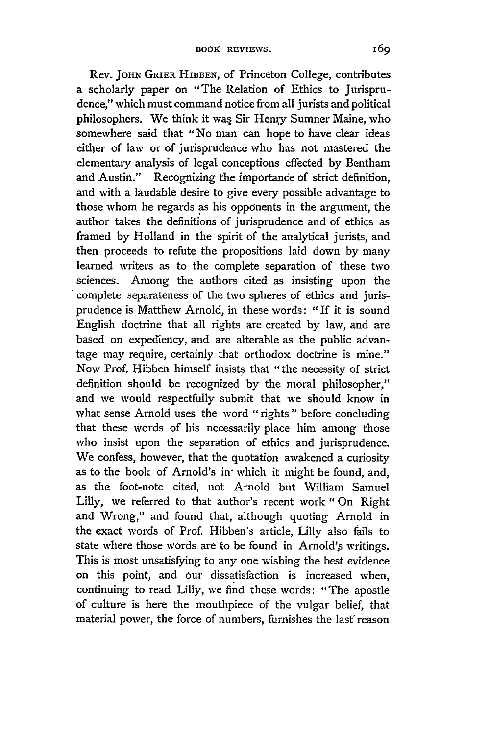Rev. John Grier Hibben, of Princeton College, contributes a scholarly paper on "The Relation of Ethics to Jurisprudence," which must command notice from all jurists and political philosophers. We think it was Sir Henry Sumner Maine, who somewhere said that "No man can hope to have clear ideas either of law or of jurisprudence who has not mastered the elementary analysis of legal conceptions effected by Bentham and Austin." Recognizing the importance of strict definition, and with a laudable desire to give every possible advantage to those whom he regards as his opponents in the argument, the author takes the definitions of jurisprudence and of ethics as framed by Holland in the spirit of the analytical jurists, and then proceeds to refute the propositions laid down by many learned writers as to the complete separation of these two sciences. Among the authors cited as insisting upon the complete separateness of the two spheres of ethics and jurisprudence is Matthew Arnold, in these words: "If it is sound English doctrine that all rights are created by law, and are based on expediency, and are alterable as the public advantage may require, certainly that orthodox doctrine is mine." Now Prof. Hibben himself insists that "the necessity of strict definition should be recognized by the moral philosopher," and we would respectfully submit that we should know in what sense Arnold uses the word "rights" before concluding that these words of his necessarily place him among those who insist upon the separation of ethics and jurisprudence. We confess, however, that the quotation awakened a curiosity as to the book of Arnold's in which it might be found, and, as the foot-note cited, not Arnold but William Samuel Lilly, we referred to that author's recent work "On Right and Wrong," and found that, although quoting Arnold in the exact words of Prof. Hibben's article, Lilly also fails to state where those words are to be found in Arnold's writings. This is most unsatisfying to any one wishing the best evidence on this point, and our dissatisfaction is increased when, continuing to read Lilly, we find these words: "The apostle of culture is here the mouthpiece of the vulgar belief, that material power, the force of numbers, furnishes the last reason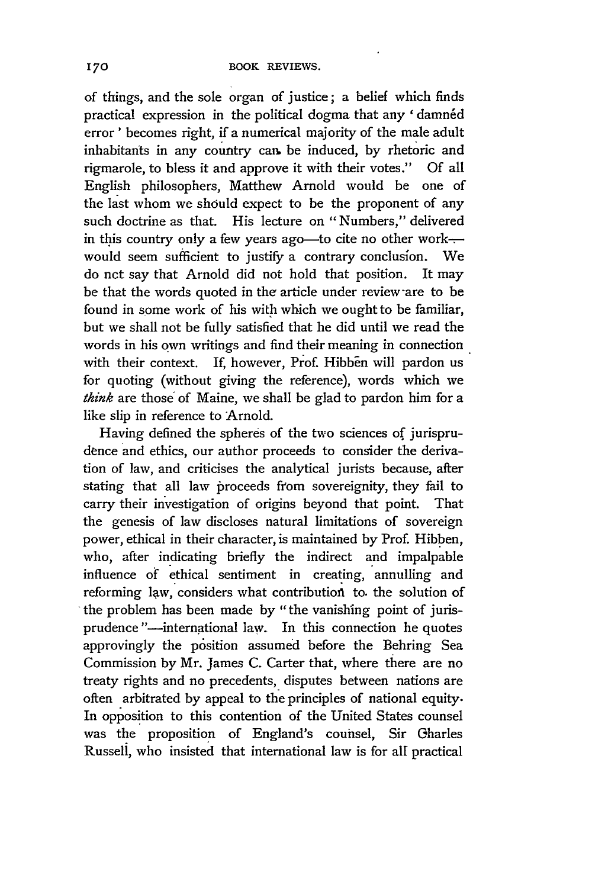of things, and the sole organ of justice; a belief which finds practical expression in the political dogma that any 'damnéd error' becomes right, if a numerical majority of the male adult inhabitants in any country can be induced, by rhetoric and rigmarole, to bless it and approve it with their votes." Of all English philosophers, Matthew Arnold would be one of the last whom we should expect to be the proponent of any such doctrine as that. His lecture on "Numbers," delivered in this country only a few years ago—to cite no other work—would seem sufficient to justify a contrary conclusion. We do not say that Arnold did not hold that position. It may be that the words quoted in the article under review are to be found in some work of his with which we ought to be familiar, but we shall not be fully satisfied that he did until we read the words in his own writings and find their meaning in connection with their context. If, however, Prof. Hibben will pardon us for quoting (without giving the reference), words which we *think* are those of Maine, we shall be glad to pardon him for a like slip in reference to Arnold.

Having defined the spheres of the two sciences of jurisprudence and ethics, our author proceeds to consider the derivation of law, and criticises the analytical jurists because, after stating that all law proceeds from sovereignity, they fail to carry their investigation of origins beyond that point. That the genesis of law discloses natural limitations of sovereign power, ethical in their character, is maintained by Prof. Hibben, who, after indicating briefly the indirect and impalpable influence of ethical sentiment in creating, annulling and reforming law, considers what contribution to the solution of the problem has been made by "the vanishing point of jurisprudence"—international law. In this connection he quotes approvingly the position assumed before the Behring Sea Commission by Mr. James C. Carter that, where there are no treaty rights and no precedents, disputes between nations are often arbitrated by appeal to the principles of national equity. In opposition to this contention of the United States counsel was the proposition of England's counsel, Sir Charles Russell, who insisted that international law is for all practical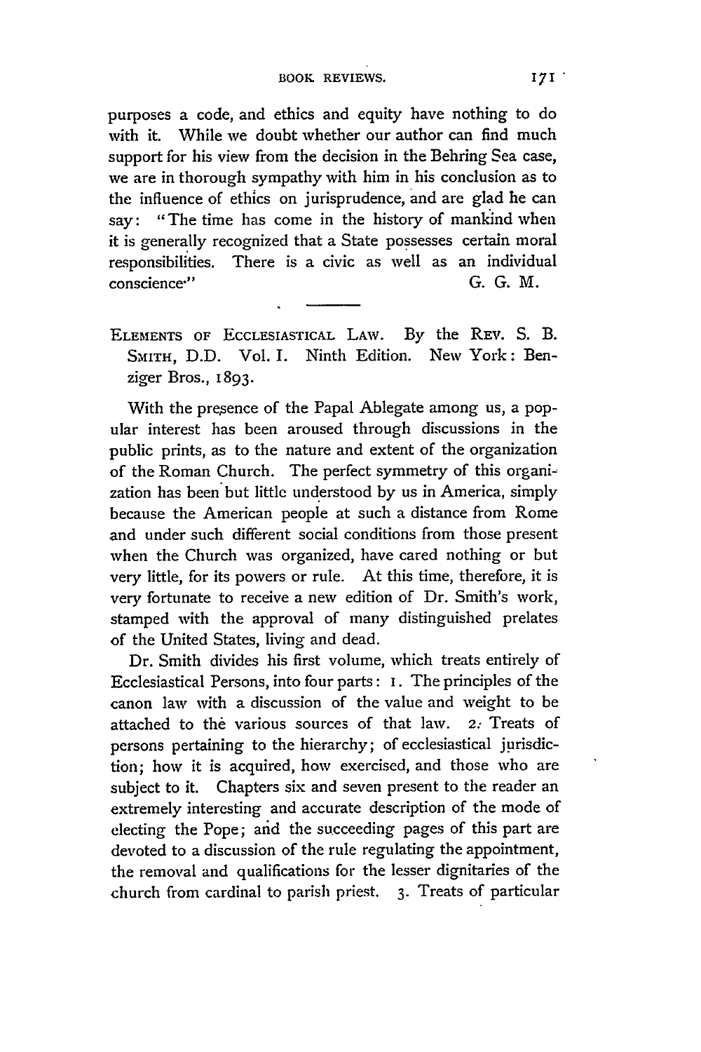purposes a code, and ethics and equity have nothing to do with it. While we doubt whether our author can find much support for his view from the decision in the Behring Sea case, we are in thorough sympathy with him in his conclusion as to the influence of ethics on jurisprudence, and are glad he can say: "The time has come in the history of mankind when it is generally recognized that a State possesses certain moral responsibilities. There is a civic as well as an individual conscience."

G. G. M.

---

ELEMENTS OF ECCLESIASTICAL LAW. By the REV. S. B. SMITH, D.D. Vol. I. Ninth Edition. New York: Benziger Bros., 1893.

With the presence of the Papal Ablegate among us, a popular interest has been aroused through discussions in the public prints, as to the nature and extent of the organization of the Roman Church. The perfect symmetry of this organization has been but little understood by us in America, simply because the American people at such a distance from Rome and under such different social conditions from those present when the Church was organized, have cared nothing or but very little, for its powers or rule. At this time, therefore, it is very fortunate to receive a new edition of Dr. Smith's work, stamped with the approval of many distinguished prelates of the United States, living and dead.

Dr. Smith divides his first volume, which treats entirely of Ecclesiastical Persons, into four parts: 1. The principles of the canon law with a discussion of the value and weight to be attached to the various sources of that law. 2. Treats of persons pertaining to the hierarchy; of ecclesiastical jurisdiction; how it is acquired, how exercised, and those who are subject to it. Chapters six and seven present to the reader an extremely interesting and accurate description of the mode of electing the Pope; and the succeeding pages of this part are devoted to a discussion of the rule regulating the appointment, the removal and qualifications for the lesser dignitaries of the church from cardinal to parish priest. 3. Treats of particular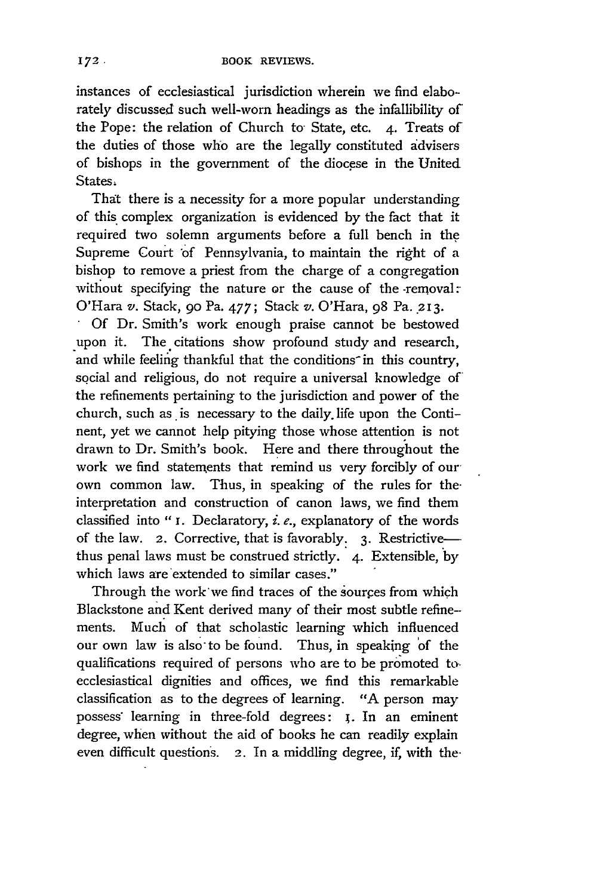instances of ecclesiastical jurisdiction wherein we find elaborately discussed such well-worn headings as the infallibility of the Pope: the relation of Church to State, etc. 4. Treats of the duties of those who are the legally constituted advisers of bishops in the government of the diocese in the United States.

That there is a necessity for a more popular understanding of this complex organization is evidenced by the fact that it required two solemn arguments before a full bench in the Supreme Court of Pennsylvania, to maintain the right of a bishop to remove a priest from the charge of a congregation without specifying the nature or the cause of the removal: O'Hara *v.* Stack, 90 Pa. 477; Stack *v.* O'Hara, 98 Pa. 213.

Of Dr. Smith's work enough praise cannot be bestowed upon it. The citations show profound study and research, and while feeling thankful that the conditions in this country, social and religious, do not require a universal knowledge of the refinements pertaining to the jurisdiction and power of the church, such as is necessary to the daily life upon the Continent, yet we cannot help pitying those whose attention is not drawn to Dr. Smith's book. Here and there throughout the work we find statements that remind us very forcibly of our own common law. Thus, in speaking of the rules for the interpretation and construction of canon laws, we find them classified into "1. Declaratory, *i. e.*, explanatory of the words of the law. 2. Corrective, that is favorably. 3. Restrictive—thus penal laws must be construed strictly. 4. Extensible, by which laws are extended to similar cases."

Through the work we find traces of the sources from which Blackstone and Kent derived many of their most subtle refinements. Much of that scholastic learning which influenced our own law is also to be found. Thus, in speaking of the qualifications required of persons who are to be promoted to ecclesiastical dignities and offices, we find this remarkable classification as to the degrees of learning. "A person may possess learning in three-fold degrees: 1. In an eminent degree, when without the aid of books he can readily explain even difficult questions. 2. In a middling degree, if, with the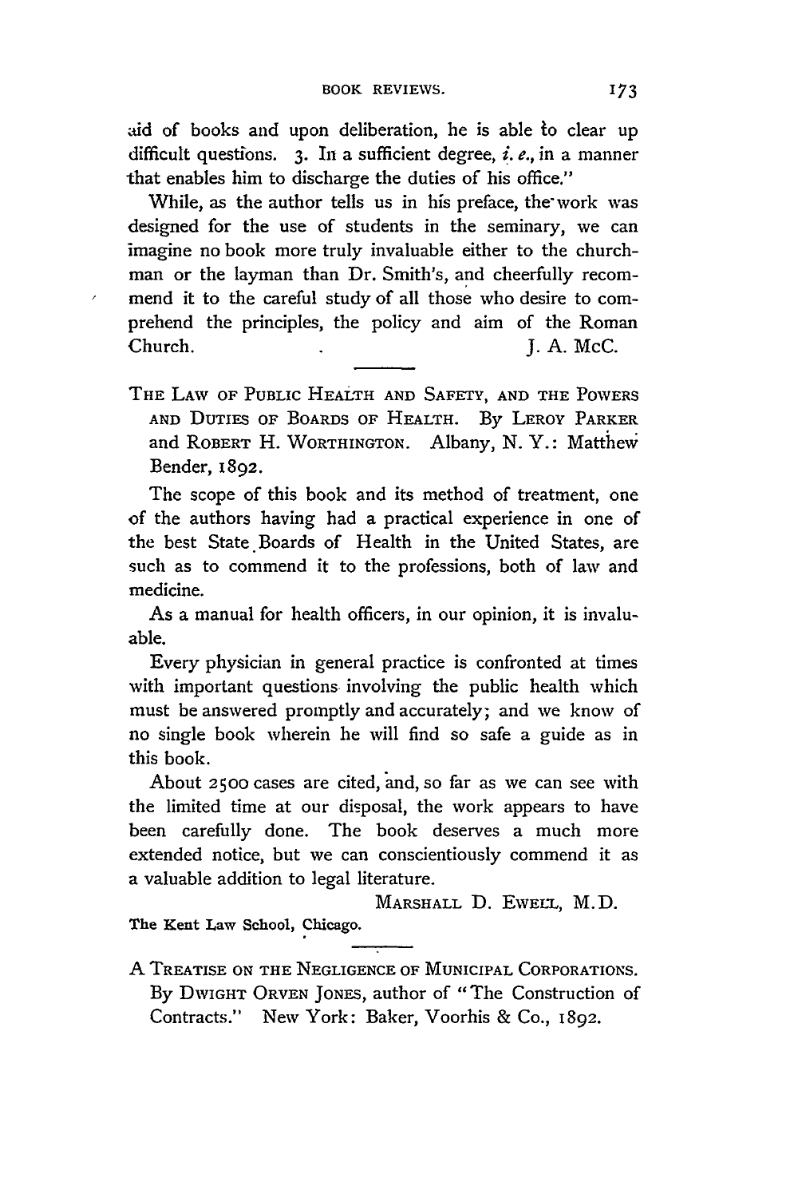aid of books and upon deliberation, he is able to clear up difficult questions. 3. In a sufficient degree, *i. e.*, in a manner that enables him to discharge the duties of his office."

While, as the author tells us in his preface, the work was designed for the use of students in the seminary, we can imagine no book more truly invaluable either to the churchman or the layman than Dr. Smith's, and cheerfully recommend it to the careful study of all those who desire to comprehend the principles, the policy and aim of the Roman Church.

J. A. McC.

---

THE LAW OF PUBLIC HEALTH AND SAFETY, AND THE POWERS AND DUTIES OF BOARDS OF HEALTH. By LEROY PARKER and ROBERT H. WORTHINGTON. Albany, N. Y.: Matthew Bender, 1892.

The scope of this book and its method of treatment, one of the authors having had a practical experience in one of the best State Boards of Health in the United States, are such as to commend it to the professions, both of law and medicine.

As a manual for health officers, in our opinion, it is invaluable.

Every physician in general practice is confronted at times with important questions involving the public health which must be answered promptly and accurately; and we know of no single book wherein he will find so safe a guide as in this book.

About 2500 cases are cited, and, so far as we can see with the limited time at our disposal, the work appears to have been carefully done. The book deserves a much more extended notice, but we can conscientiously commend it as a valuable addition to legal literature.

MARSHALL D. EWELL, M.D.

The Kent Law School, Chicago.

---

A TREATISE ON THE NEGLIGENCE OF MUNICIPAL CORPORATIONS. By DWIGHT ORVEN JONES, author of "The Construction of Contracts." New York: Baker, Voorhis & Co., 1892.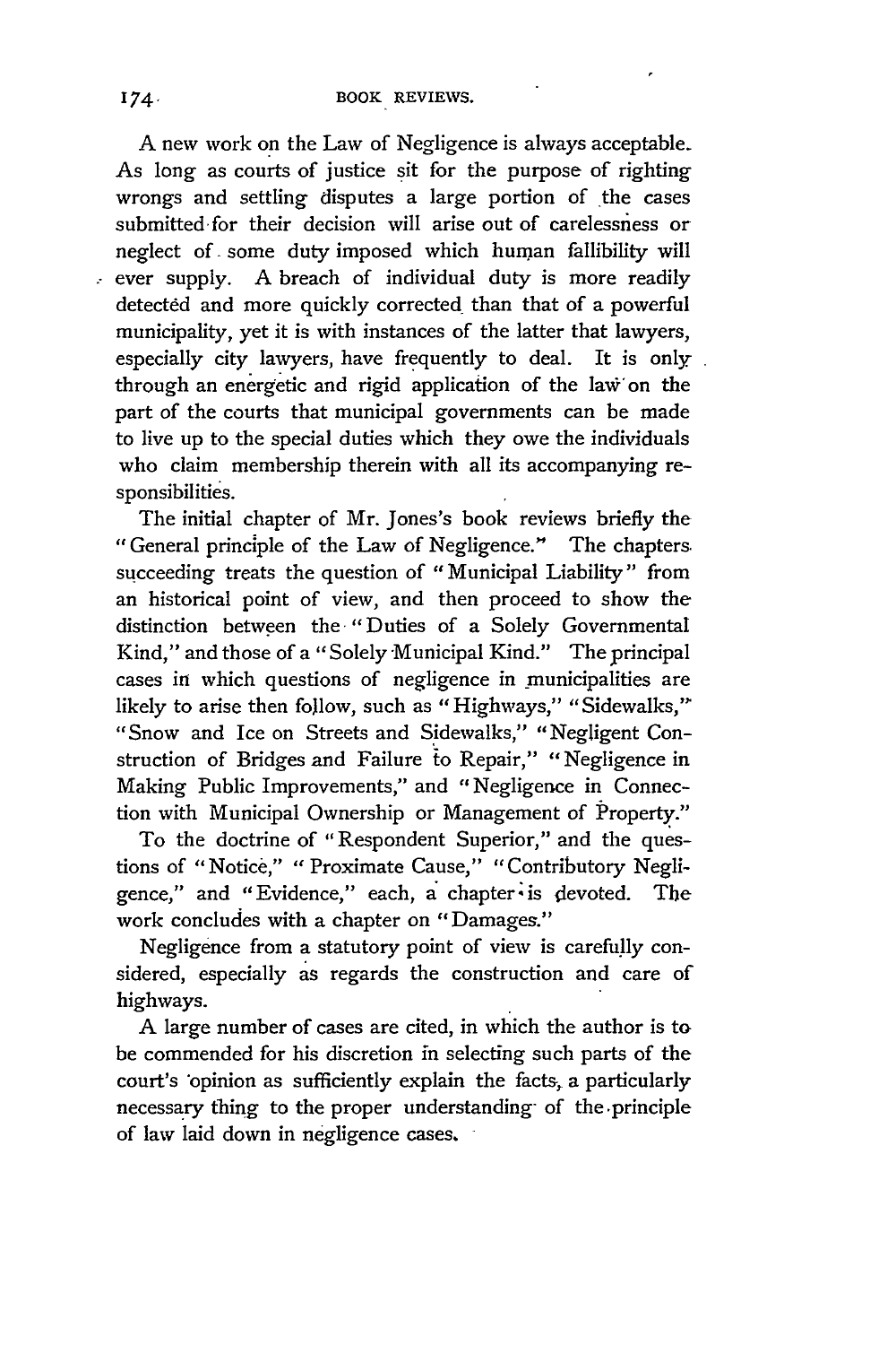A new work on the Law of Negligence is always acceptable. As long as courts of justice sit for the purpose of righting wrongs and settling disputes a large portion of the cases submitted for their decision will arise out of carelessness or neglect of some duty imposed which human fallibility will ever supply. A breach of individual duty is more readily detected and more quickly corrected than that of a powerful municipality, yet it is with instances of the latter that lawyers, especially city lawyers, have frequently to deal. It is only through an energetic and rigid application of the law on the part of the courts that municipal governments can be made to live up to the special duties which they owe the individuals who claim membership therein with all its accompanying responsibilities.

The initial chapter of Mr. Jones's book reviews briefly the "General principle of the Law of Negligence." The chapters succeeding treats the question of "Municipal Liability" from an historical point of view, and then proceed to show the distinction between the "Duties of a Solely Governmental Kind," and those of a "Solely Municipal Kind." The principal cases in which questions of negligence in municipalities are likely to arise then follow, such as "Highways," "Sidewalks," "Snow and Ice on Streets and Sidewalks," "Negligent Construction of Bridges and Failure to Repair," "Negligence in Making Public Improvements," and "Negligence in Connection with Municipal Ownership or Management of Property."

To the doctrine of "Respondent Superior," and the questions of "Notice," "Proximate Cause," "Contributory Negligence," and "Evidence," each, a chapter is devoted. The work concludes with a chapter on "Damages."

Negligence from a statutory point of view is carefully considered, especially as regards the construction and care of highways.

A large number of cases are cited, in which the author is to be commended for his discretion in selecting such parts of the court's opinion as sufficiently explain the facts, a particularly necessary thing to the proper understanding of the principle of law laid down in negligence cases.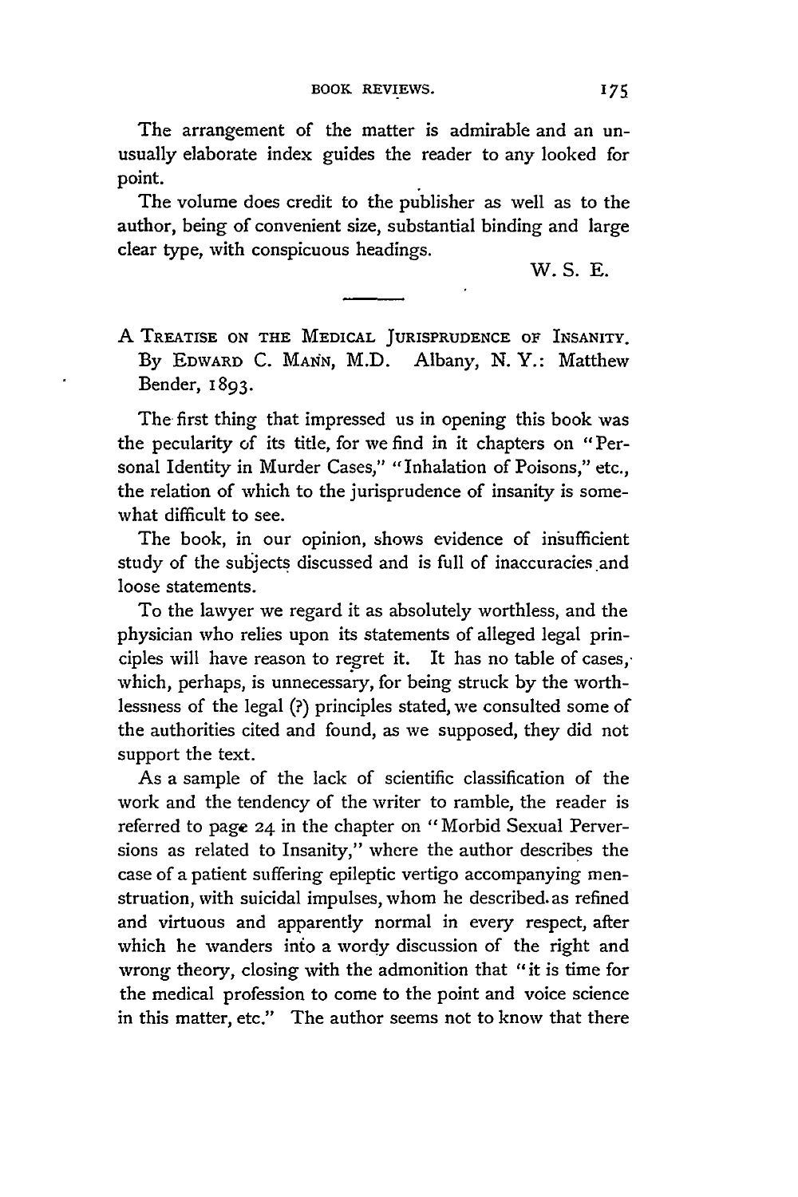The arrangement of the matter is admirable and an unusually elaborate index guides the reader to any looked for point.

The volume does credit to the publisher as well as to the author, being of convenient size, substantial binding and large clear type, with conspicuous headings.

W. S. E.

---

A TREATISE ON THE MEDICAL JURISPRUDENCE OF INSANITY. By EDWARD C. MANN, M.D. Albany, N. Y.: Matthew Bender, 1893.

The first thing that impressed us in opening this book was the pecularity of its title, for we find in it chapters on "Personal Identity in Murder Cases," "Inhalation of Poisons," etc., the relation of which to the jurisprudence of insanity is somewhat difficult to see.

The book, in our opinion, shows evidence of insufficient study of the subjects discussed and is full of inaccuracies and loose statements.

To the lawyer we regard it as absolutely worthless, and the physician who relies upon its statements of alleged legal principles will have reason to regret it. It has no table of cases, which, perhaps, is unnecessary, for being struck by the worthlessness of the legal (?) principles stated, we consulted some of the authorities cited and found, as we supposed, they did not support the text.

As a sample of the lack of scientific classification of the work and the tendency of the writer to ramble, the reader is referred to page 24 in the chapter on "Morbid Sexual Perversions as related to Insanity," where the author describes the case of a patient suffering epileptic vertigo accompanying menstruation, with suicidal impulses, whom he described as refined and virtuous and apparently normal in every respect, after which he wanders into a wordy discussion of the right and wrong theory, closing with the admonition that "it is time for the medical profession to come to the point and voice science in this matter, etc." The author seems not to know that there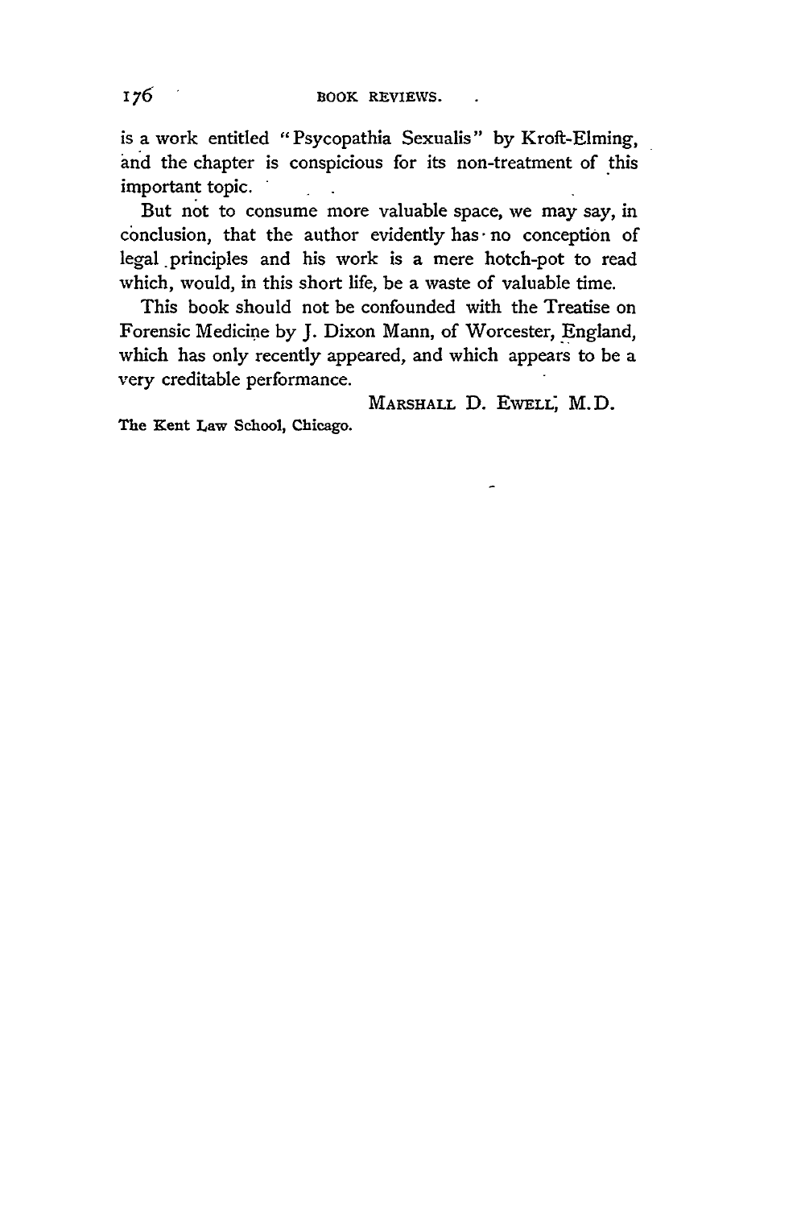is a work entitled "Psycopathia Sexualis" by Kroft-Elming, and the chapter is conspicious for its non-treatment of this important topic.

But not to consume more valuable space, we may say, in conclusion, that the author evidently has no conception of legal principles and his work is a mere hotch-pot to read which, would, in this short life, be a waste of valuable time.

This book should not be confounded with the Treatise on Forensic Medicine by J. Dixon Mann, of Worcester, England, which has only recently appeared, and which appears to be a very creditable performance.

MARSHALL D. EWELL, M.D.

The Kent Law School, Chicago.